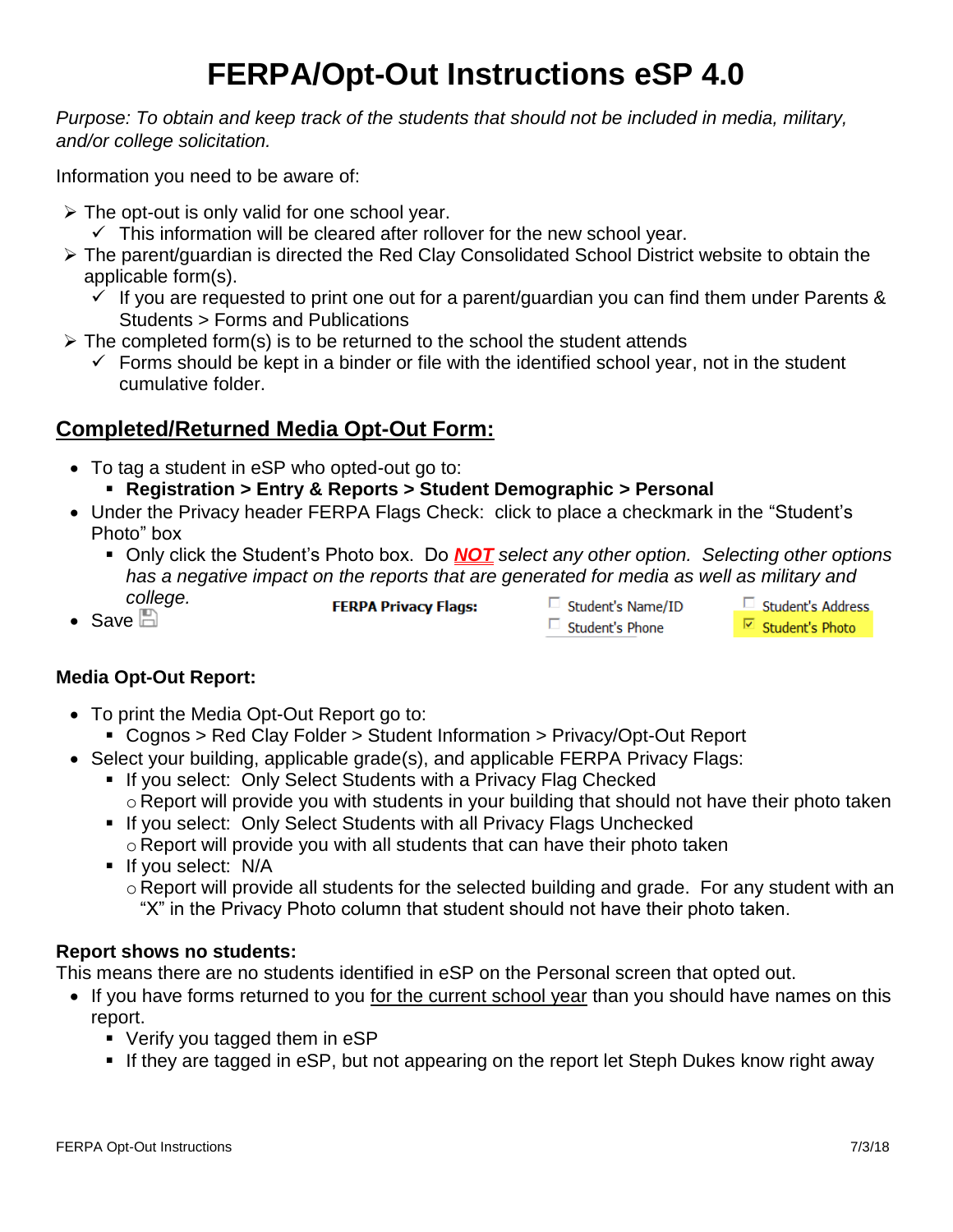# FERPA/Opt-Out Instructions eSP 4.0

*Purpose: To obtain and keep track of the students that should not be included in media, military, and/or college solicitation.*

Information you need to be aware of:

- The opt-out is only valid for one school year.
  - ✓ This information will be cleared after rollover for the new school year.
- The parent/guardian is directed the Red Clay Consolidated School District website to obtain the applicable form(s).
  - ✓ If you are requested to print one out for a parent/guardian you can find them under Parents & Students > Forms and Publications
- The completed form(s) is to be returned to the school the student attends
  - ✓ Forms should be kept in a binder or file with the identified school year, not in the student cumulative folder.

## Completed/Returned Media Opt-Out Form:

- To tag a student in eSP who opted-out go to:
  - **Registration > Entry & Reports > Student Demographic > Personal**
- Under the Privacy header FERPA Flags Check: click to place a checkmark in the "Student's Photo" box
  - Only click the Student's Photo box. Do ***NOT*** *select any other option. Selecting other options has a negative impact on the reports that are generated for media as well as military and college.*
- Save

**FERPA Privacy Flags:** ☐ Student's Name/ID ☐ Student's Address ☐ Student's Phone ☑ Student's Photo

### Media Opt-Out Report:

- To print the Media Opt-Out Report go to:
  - Cognos > Red Clay Folder > Student Information > Privacy/Opt-Out Report
- Select your building, applicable grade(s), and applicable FERPA Privacy Flags:
  - If you select: Only Select Students with a Privacy Flag Checked
    - Report will provide you with students in your building that should not have their photo taken
  - If you select: Only Select Students with all Privacy Flags Unchecked
    - Report will provide you with all students that can have their photo taken
  - If you select: N/A
    - Report will provide all students for the selected building and grade. For any student with an "X" in the Privacy Photo column that student should not have their photo taken.

### Report shows no students:

This means there are no students identified in eSP on the Personal screen that opted out.

- If you have forms returned to you for the current school year than you should have names on this report.
  - Verify you tagged them in eSP
  - If they are tagged in eSP, but not appearing on the report let Steph Dukes know right away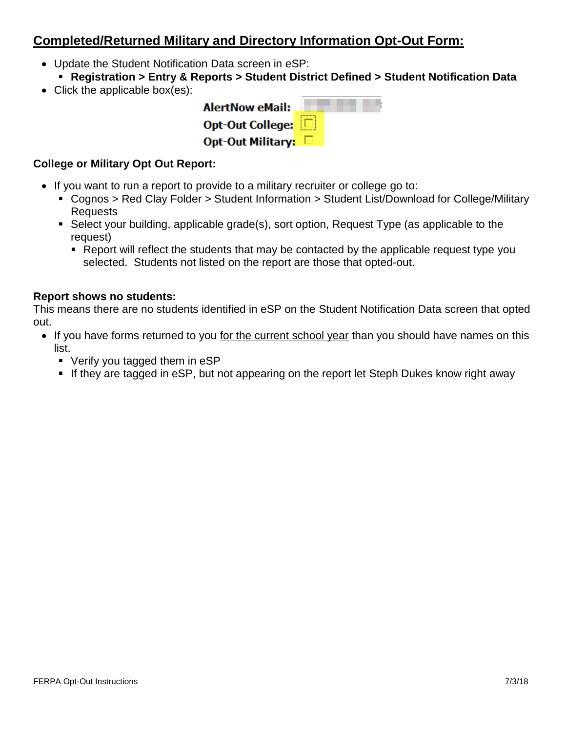## Completed/Returned Military and Directory Information Opt-Out Form:

- Update the Student Notification Data screen in eSP:
  - **Registration > Entry & Reports > Student District Defined > Student Notification Data**
- Click the applicable box(es):

**AlertNow eMail:**
**Opt-Out College:** ☐
**Opt-Out Military:** ☐

**College or Military Opt Out Report:**

- If you want to run a report to provide to a military recruiter or college go to:
  - Cognos > Red Clay Folder > Student Information > Student List/Download for College/Military Requests
  - Select your building, applicable grade(s), sort option, Request Type (as applicable to the request)
    - Report will reflect the students that may be contacted by the applicable request type you selected. Students not listed on the report are those that opted-out.

**Report shows no students:**
This means there are no students identified in eSP on the Student Notification Data screen that opted out.

- If you have forms returned to you <u>for the current school year</u> than you should have names on this list.
  - Verify you tagged them in eSP
  - If they are tagged in eSP, but not appearing on the report let Steph Dukes know right away